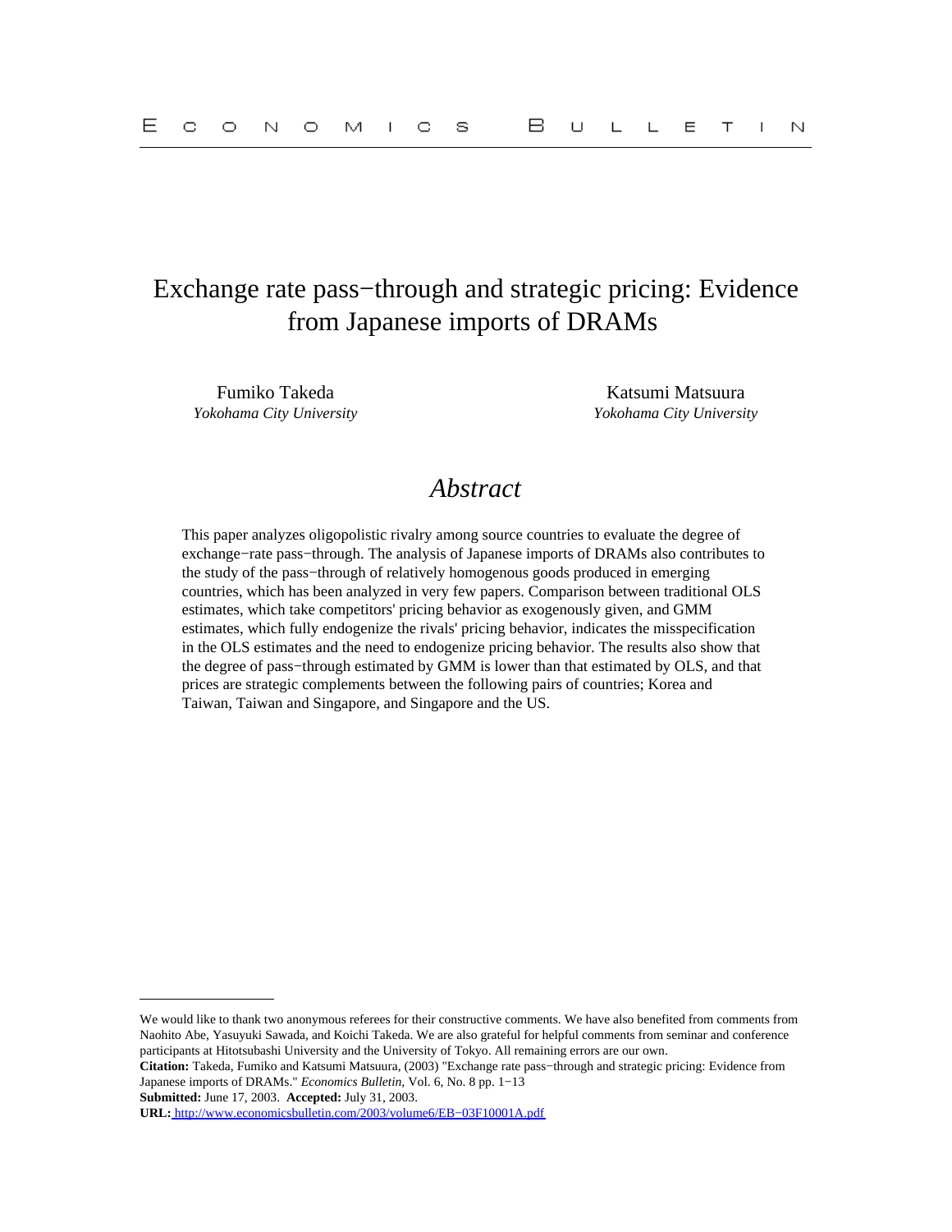# Exchange rate pass−through and strategic pricing: Evidence from Japanese imports of DRAMs

Fumiko Takeda
*Yokohama City University*

Katsumi Matsuura
*Yokohama City University*

## *Abstract*

This paper analyzes oligopolistic rivalry among source countries to evaluate the degree of exchange−rate pass−through. The analysis of Japanese imports of DRAMs also contributes to the study of the pass−through of relatively homogenous goods produced in emerging countries, which has been analyzed in very few papers. Comparison between traditional OLS estimates, which take competitors' pricing behavior as exogenously given, and GMM estimates, which fully endogenize the rivals' pricing behavior, indicates the misspecification in the OLS estimates and the need to endogenize pricing behavior. The results also show that the degree of pass−through estimated by GMM is lower than that estimated by OLS, and that prices are strategic complements between the following pairs of countries; Korea and Taiwan, Taiwan and Singapore, and Singapore and the US.

---

We would like to thank two anonymous referees for their constructive comments. We have also benefited from comments from Naohito Abe, Yasuyuki Sawada, and Koichi Takeda. We are also grateful for helpful comments from seminar and conference participants at Hitotsubashi University and the University of Tokyo. All remaining errors are our own.

**Citation:** Takeda, Fumiko and Katsumi Matsuura, (2003) "Exchange rate pass−through and strategic pricing: Evidence from Japanese imports of DRAMs." *Economics Bulletin,* Vol. 6, No. 8 pp. 1−13

**Submitted:** June 17, 2003. **Accepted:** July 31, 2003.

**URL:** http://www.economicsbulletin.com/2003/volume6/EB−03F10001A.pdf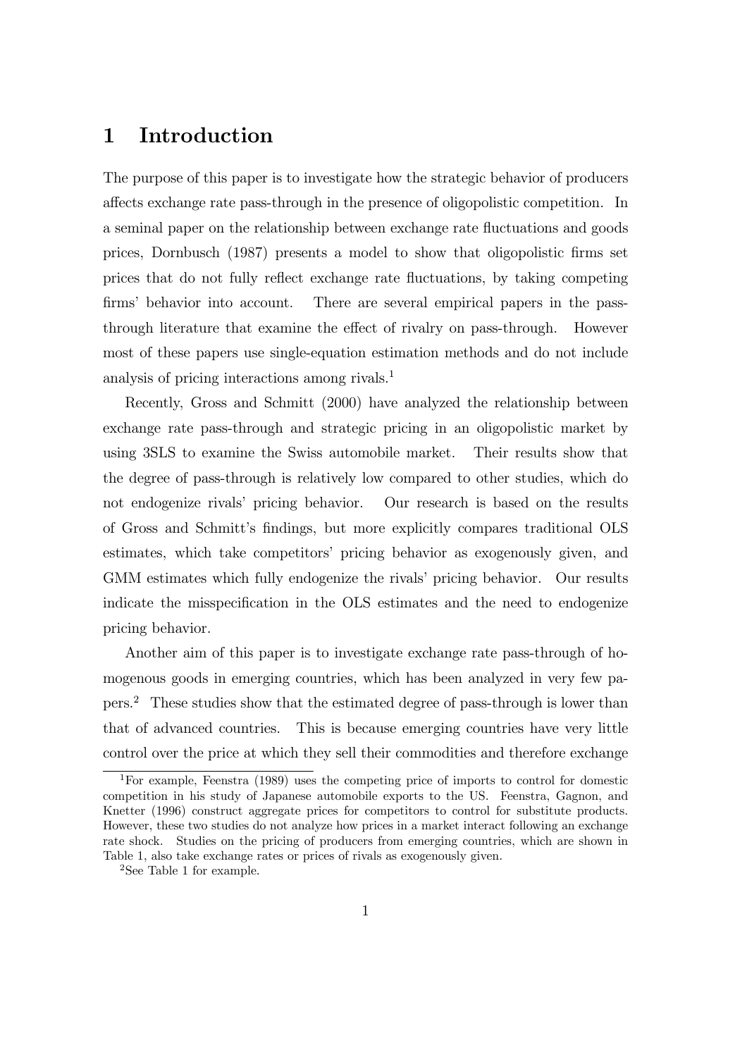# 1 Introduction

The purpose of this paper is to investigate how the strategic behavior of producers affects exchange rate pass-through in the presence of oligopolistic competition. In a seminal paper on the relationship between exchange rate fluctuations and goods prices, Dornbusch (1987) presents a model to show that oligopolistic firms set prices that do not fully reflect exchange rate fluctuations, by taking competing firms' behavior into account. There are several empirical papers in the pass-through literature that examine the effect of rivalry on pass-through. However most of these papers use single-equation estimation methods and do not include analysis of pricing interactions among rivals.[1]

Recently, Gross and Schmitt (2000) have analyzed the relationship between exchange rate pass-through and strategic pricing in an oligopolistic market by using 3SLS to examine the Swiss automobile market. Their results show that the degree of pass-through is relatively low compared to other studies, which do not endogenize rivals' pricing behavior. Our research is based on the results of Gross and Schmitt's findings, but more explicitly compares traditional OLS estimates, which take competitors' pricing behavior as exogenously given, and GMM estimates which fully endogenize the rivals' pricing behavior. Our results indicate the misspecification in the OLS estimates and the need to endogenize pricing behavior.

Another aim of this paper is to investigate exchange rate pass-through of homogenous goods in emerging countries, which has been analyzed in very few papers.[2] These studies show that the estimated degree of pass-through is lower than that of advanced countries. This is because emerging countries have very little control over the price at which they sell their commodities and therefore exchange

[1] For example, Feenstra (1989) uses the competing price of imports to control for domestic competition in his study of Japanese automobile exports to the US. Feenstra, Gagnon, and Knetter (1996) construct aggregate prices for competitors to control for substitute products. However, these two studies do not analyze how prices in a market interact following an exchange rate shock. Studies on the pricing of producers from emerging countries, which are shown in Table 1, also take exchange rates or prices of rivals as exogenously given.

[2] See Table 1 for example.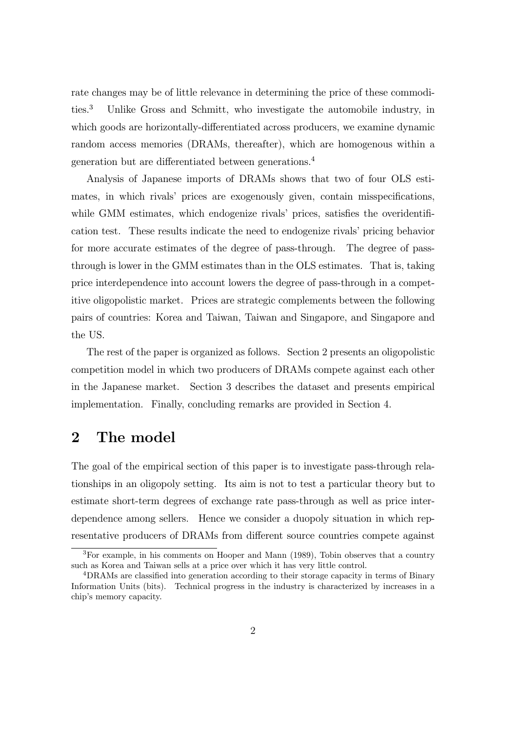rate changes may be of little relevance in determining the price of these commodities.[3] Unlike Gross and Schmitt, who investigate the automobile industry, in which goods are horizontally-differentiated across producers, we examine dynamic random access memories (DRAMs, thereafter), which are homogenous within a generation but are differentiated between generations.[4]

Analysis of Japanese imports of DRAMs shows that two of four OLS estimates, in which rivals' prices are exogenously given, contain misspecifications, while GMM estimates, which endogenize rivals' prices, satisfies the overidentification test. These results indicate the need to endogenize rivals' pricing behavior for more accurate estimates of the degree of pass-through. The degree of pass-through is lower in the GMM estimates than in the OLS estimates. That is, taking price interdependence into account lowers the degree of pass-through in a competitive oligopolistic market. Prices are strategic complements between the following pairs of countries: Korea and Taiwan, Taiwan and Singapore, and Singapore and the US.

The rest of the paper is organized as follows. Section 2 presents an oligopolistic competition model in which two producers of DRAMs compete against each other in the Japanese market. Section 3 describes the dataset and presents empirical implementation. Finally, concluding remarks are provided in Section 4.

# 2 The model

The goal of the empirical section of this paper is to investigate pass-through relationships in an oligopoly setting. Its aim is not to test a particular theory but to estimate short-term degrees of exchange rate pass-through as well as price interdependence among sellers. Hence we consider a duopoly situation in which representative producers of DRAMs from different source countries compete against

---

[3] For example, in his comments on Hooper and Mann (1989), Tobin observes that a country such as Korea and Taiwan sells at a price over which it has very little control.

[4] DRAMs are classified into generation according to their storage capacity in terms of Binary Information Units (bits). Technical progress in the industry is characterized by increases in a chip's memory capacity.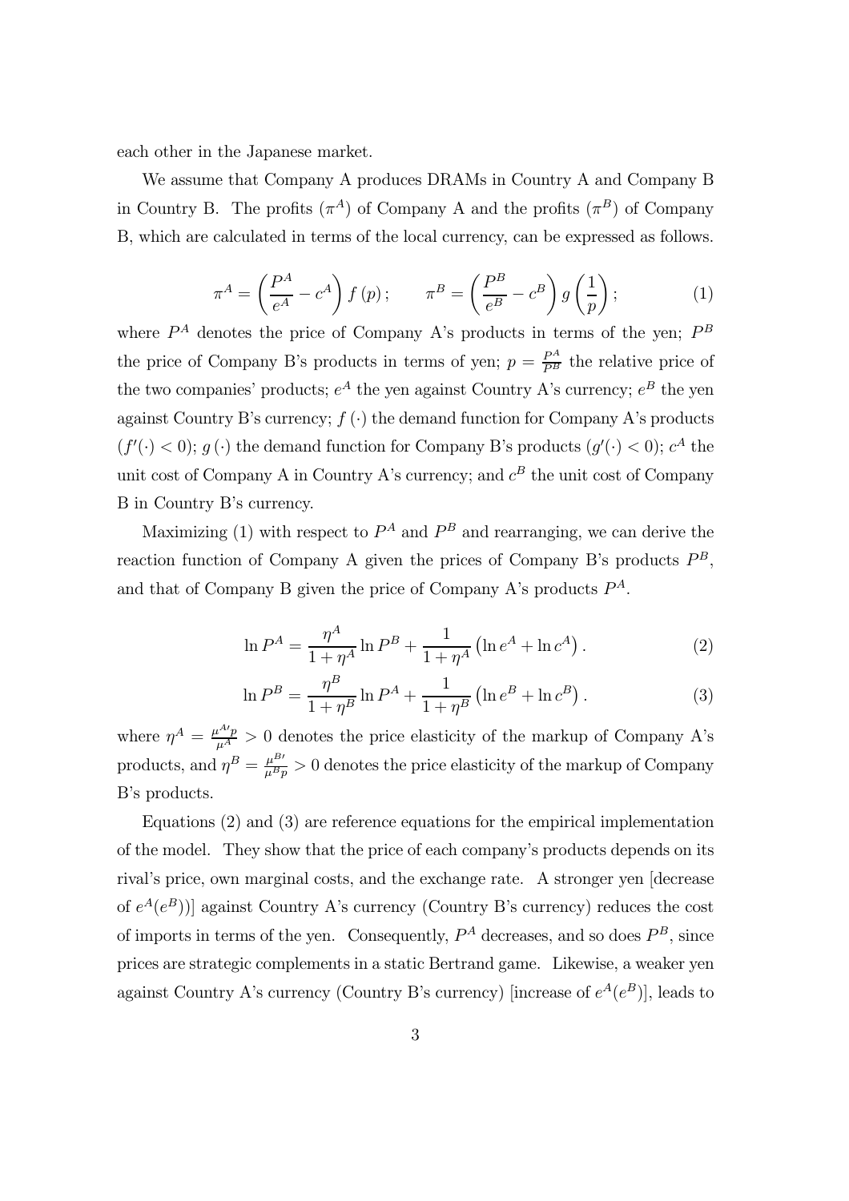each other in the Japanese market.

We assume that Company A produces DRAMs in Country A and Company B in Country B. The profits ($\pi^A$) of Company A and the profits ($\pi^B$) of Company B, which are calculated in terms of the local currency, can be expressed as follows.

$$\pi^A = \left(\frac{P^A}{e^A} - c^A\right) f\left(p\right); \qquad \pi^B = \left(\frac{P^B}{e^B} - c^B\right) g\left(\frac{1}{p}\right); \tag{1}$$

where $P^A$ denotes the price of Company A's products in terms of the yen; $P^B$ the price of Company B's products in terms of yen; $p = \frac{P^A}{P^B}$ the relative price of the two companies' products; $e^A$ the yen against Country A's currency; $e^B$ the yen against Country B's currency; $f\left(\cdot\right)$ the demand function for Company A's products ($f'(\cdot) < 0$); $g\left(\cdot\right)$ the demand function for Company B's products ($g'(\cdot) < 0$); $c^A$ the unit cost of Company A in Country A's currency; and $c^B$ the unit cost of Company B in Country B's currency.

Maximizing (1) with respect to $P^A$ and $P^B$ and rearranging, we can derive the reaction function of Company A given the prices of Company B's products $P^B$, and that of Company B given the price of Company A's products $P^A$.

$$\ln P^A = \frac{\eta^A}{1+\eta^A} \ln P^B + \frac{1}{1+\eta^A}\left(\ln e^A + \ln c^A\right). \tag{2}$$

$$\ln P^B = \frac{\eta^B}{1+\eta^B} \ln P^A + \frac{1}{1+\eta^B}\left(\ln e^B + \ln c^B\right). \tag{3}$$

where $\eta^A = \frac{\mu^{A\prime} p}{\mu^A} > 0$ denotes the price elasticity of the markup of Company A's products, and $\eta^B = \frac{\mu^{B\prime}}{\mu^B p} > 0$ denotes the price elasticity of the markup of Company B's products.

Equations (2) and (3) are reference equations for the empirical implementation of the model. They show that the price of each company's products depends on its rival's price, own marginal costs, and the exchange rate. A stronger yen [decrease of $e^A(e^B)$)] against Country A's currency (Country B's currency) reduces the cost of imports in terms of the yen. Consequently, $P^A$ decreases, and so does $P^B$, since prices are strategic complements in a static Bertrand game. Likewise, a weaker yen against Country A's currency (Country B's currency) [increase of $e^A(e^B)$], leads to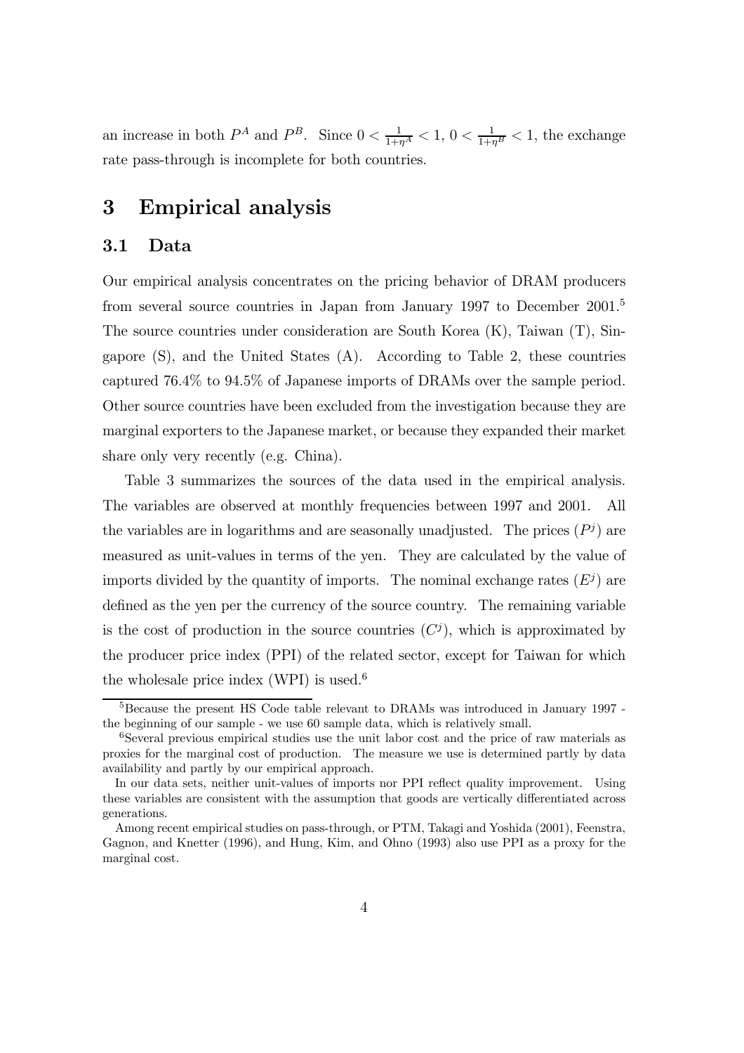an increase in both $P^A$ and $P^B$. Since $0 < \frac{1}{1+\eta^A} < 1$, $0 < \frac{1}{1+\eta^B} < 1$, the exchange rate pass-through is incomplete for both countries.

# 3 Empirical analysis

## 3.1 Data

Our empirical analysis concentrates on the pricing behavior of DRAM producers from several source countries in Japan from January 1997 to December 2001.[5] The source countries under consideration are South Korea (K), Taiwan (T), Singapore (S), and the United States (A). According to Table 2, these countries captured 76.4% to 94.5% of Japanese imports of DRAMs over the sample period. Other source countries have been excluded from the investigation because they are marginal exporters to the Japanese market, or because they expanded their market share only very recently (e.g. China).

Table 3 summarizes the sources of the data used in the empirical analysis. The variables are observed at monthly frequencies between 1997 and 2001. All the variables are in logarithms and are seasonally unadjusted. The prices ($P^j$) are measured as unit-values in terms of the yen. They are calculated by the value of imports divided by the quantity of imports. The nominal exchange rates ($E^j$) are defined as the yen per the currency of the source country. The remaining variable is the cost of production in the source countries ($C^j$), which is approximated by the producer price index (PPI) of the related sector, except for Taiwan for which the wholesale price index (WPI) is used.[6]

---

[5] Because the present HS Code table relevant to DRAMs was introduced in January 1997 - the beginning of our sample - we use 60 sample data, which is relatively small.

[6] Several previous empirical studies use the unit labor cost and the price of raw materials as proxies for the marginal cost of production. The measure we use is determined partly by data availability and partly by our empirical approach.

In our data sets, neither unit-values of imports nor PPI reflect quality improvement. Using these variables are consistent with the assumption that goods are vertically differentiated across generations.

Among recent empirical studies on pass-through, or PTM, Takagi and Yoshida (2001), Feenstra, Gagnon, and Knetter (1996), and Hung, Kim, and Ohno (1993) also use PPI as a proxy for the marginal cost.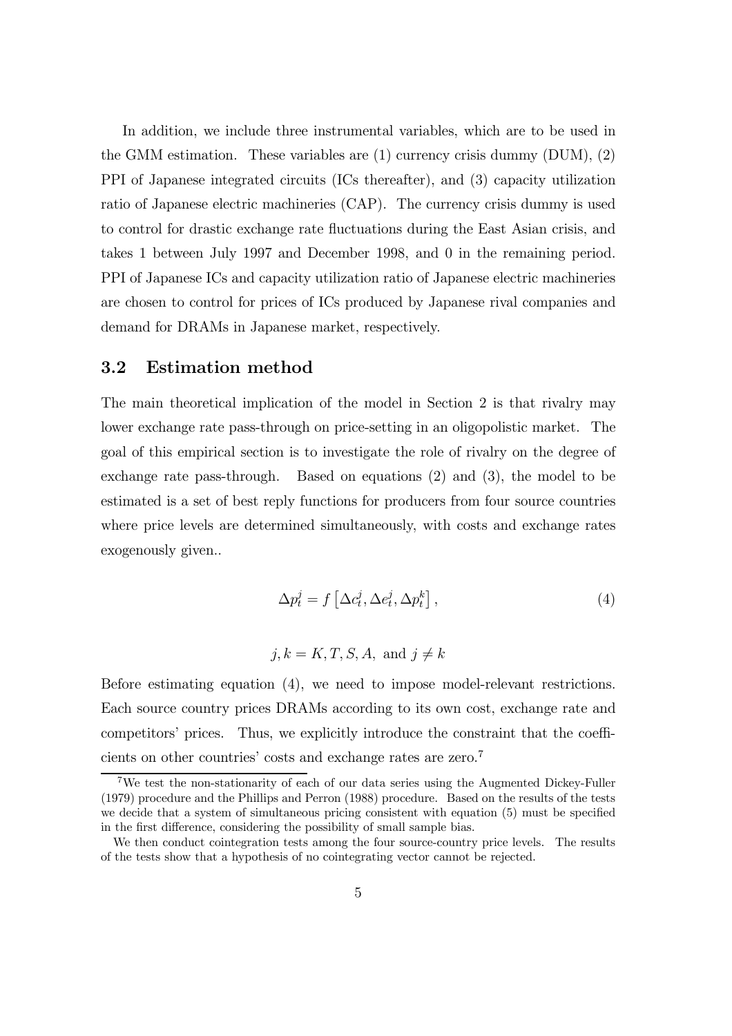In addition, we include three instrumental variables, which are to be used in the GMM estimation. These variables are (1) currency crisis dummy (DUM), (2) PPI of Japanese integrated circuits (ICs thereafter), and (3) capacity utilization ratio of Japanese electric machineries (CAP). The currency crisis dummy is used to control for drastic exchange rate fluctuations during the East Asian crisis, and takes 1 between July 1997 and December 1998, and 0 in the remaining period. PPI of Japanese ICs and capacity utilization ratio of Japanese electric machineries are chosen to control for prices of ICs produced by Japanese rival companies and demand for DRAMs in Japanese market, respectively.

## 3.2 Estimation method

The main theoretical implication of the model in Section 2 is that rivalry may lower exchange rate pass-through on price-setting in an oligopolistic market. The goal of this empirical section is to investigate the role of rivalry on the degree of exchange rate pass-through. Based on equations (2) and (3), the model to be estimated is a set of best reply functions for producers from four source countries where price levels are determined simultaneously, with costs and exchange rates exogenously given..

$$\Delta p_t^j = f\left[\Delta c_t^j, \Delta e_t^j, \Delta p_t^k\right], \tag{4}$$

$$j, k = K, T, S, A, \text{ and } j \neq k$$

Before estimating equation (4), we need to impose model-relevant restrictions. Each source country prices DRAMs according to its own cost, exchange rate and competitors' prices. Thus, we explicitly introduce the constraint that the coefficients on other countries' costs and exchange rates are zero.[7]

[7] We test the non-stationarity of each of our data series using the Augmented Dickey-Fuller (1979) procedure and the Phillips and Perron (1988) procedure. Based on the results of the tests we decide that a system of simultaneous pricing consistent with equation (5) must be specified in the first difference, considering the possibility of small sample bias.

We then conduct cointegration tests among the four source-country price levels. The results of the tests show that a hypothesis of no cointegrating vector cannot be rejected.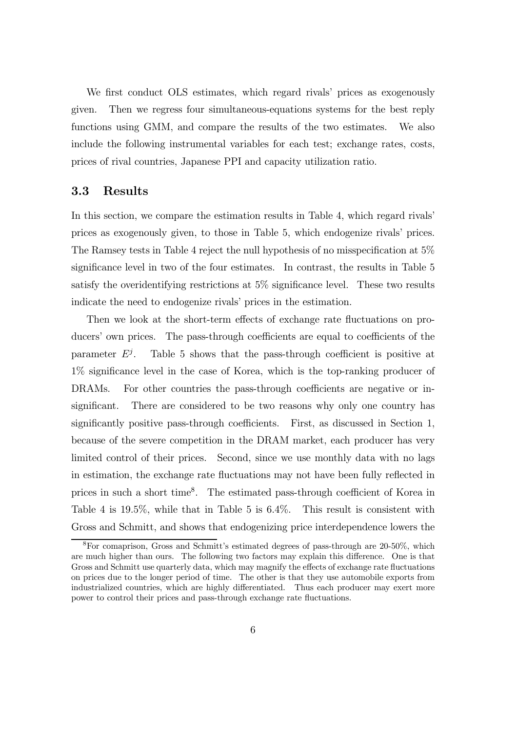We first conduct OLS estimates, which regard rivals' prices as exogenously given. Then we regress four simultaneous-equations systems for the best reply functions using GMM, and compare the results of the two estimates. We also include the following instrumental variables for each test; exchange rates, costs, prices of rival countries, Japanese PPI and capacity utilization ratio.

### 3.3 Results

In this section, we compare the estimation results in Table 4, which regard rivals' prices as exogenously given, to those in Table 5, which endogenize rivals' prices. The Ramsey tests in Table 4 reject the null hypothesis of no misspecification at 5% significance level in two of the four estimates. In contrast, the results in Table 5 satisfy the overidentifying restrictions at 5% significance level. These two results indicate the need to endogenize rivals' prices in the estimation.

Then we look at the short-term effects of exchange rate fluctuations on producers' own prices. The pass-through coefficients are equal to coefficients of the parameter $E^j$. Table 5 shows that the pass-through coefficient is positive at 1% significance level in the case of Korea, which is the top-ranking producer of DRAMs. For other countries the pass-through coefficients are negative or insignificant. There are considered to be two reasons why only one country has significantly positive pass-through coefficients. First, as discussed in Section 1, because of the severe competition in the DRAM market, each producer has very limited control of their prices. Second, since we use monthly data with no lags in estimation, the exchange rate fluctuations may not have been fully reflected in prices in such a short time[8]. The estimated pass-through coefficient of Korea in Table 4 is 19.5%, while that in Table 5 is 6.4%. This result is consistent with Gross and Schmitt, and shows that endogenizing price interdependence lowers the

[8]For comaprison, Gross and Schmitt's estimated degrees of pass-through are 20-50%, which are much higher than ours. The following two factors may explain this difference. One is that Gross and Schmitt use quarterly data, which may magnify the effects of exchange rate fluctuations on prices due to the longer period of time. The other is that they use automobile exports from industrialized countries, which are highly differentiated. Thus each producer may exert more power to control their prices and pass-through exchange rate fluctuations.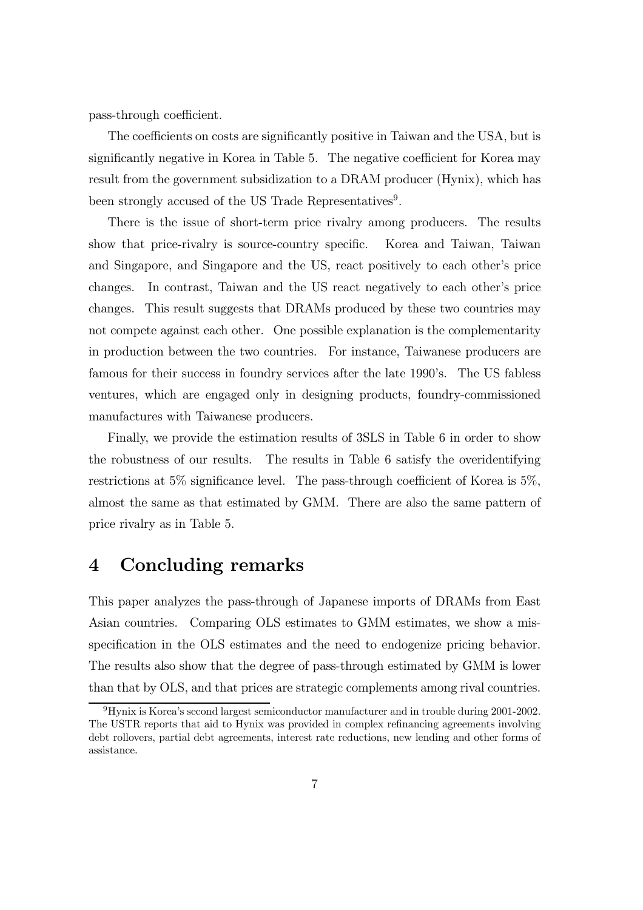pass-through coefficient.

The coefficients on costs are significantly positive in Taiwan and the USA, but is significantly negative in Korea in Table 5. The negative coefficient for Korea may result from the government subsidization to a DRAM producer (Hynix), which has been strongly accused of the US Trade Representatives[9].

There is the issue of short-term price rivalry among producers. The results show that price-rivalry is source-country specific. Korea and Taiwan, Taiwan and Singapore, and Singapore and the US, react positively to each other's price changes. In contrast, Taiwan and the US react negatively to each other's price changes. This result suggests that DRAMs produced by these two countries may not compete against each other. One possible explanation is the complementarity in production between the two countries. For instance, Taiwanese producers are famous for their success in foundry services after the late 1990's. The US fabless ventures, which are engaged only in designing products, foundry-commissioned manufactures with Taiwanese producers.

Finally, we provide the estimation results of 3SLS in Table 6 in order to show the robustness of our results. The results in Table 6 satisfy the overidentifying restrictions at 5% significance level. The pass-through coefficient of Korea is 5%, almost the same as that estimated by GMM. There are also the same pattern of price rivalry as in Table 5.

# 4 Concluding remarks

This paper analyzes the pass-through of Japanese imports of DRAMs from East Asian countries. Comparing OLS estimates to GMM estimates, we show a misspecification in the OLS estimates and the need to endogenize pricing behavior. The results also show that the degree of pass-through estimated by GMM is lower than that by OLS, and that prices are strategic complements among rival countries.

[9] Hynix is Korea's second largest semiconductor manufacturer and in trouble during 2001-2002. The USTR reports that aid to Hynix was provided in complex refinancing agreements involving debt rollovers, partial debt agreements, interest rate reductions, new lending and other forms of assistance.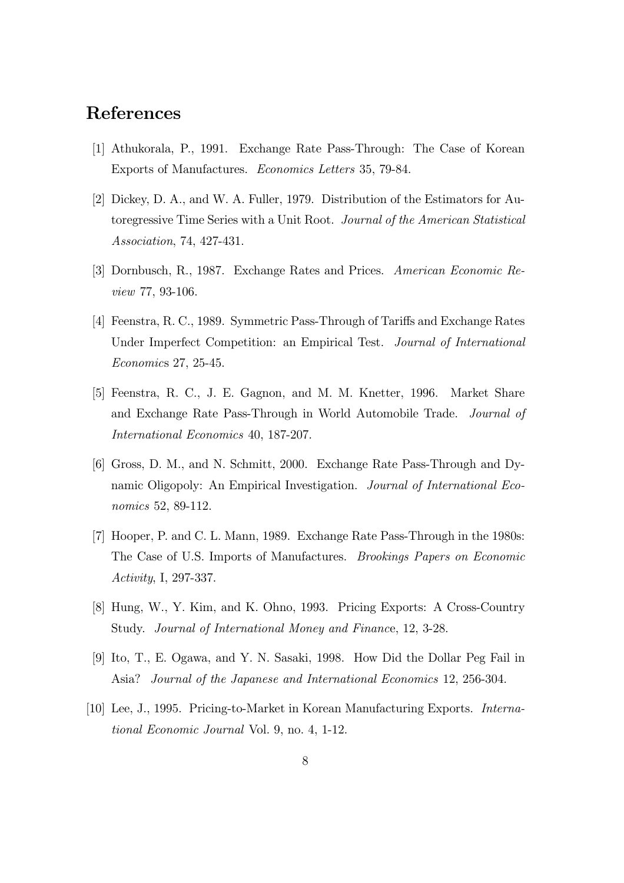# References

[1] Athukorala, P., 1991. Exchange Rate Pass-Through: The Case of Korean Exports of Manufactures. *Economics Letters* 35, 79-84.

[2] Dickey, D. A., and W. A. Fuller, 1979. Distribution of the Estimators for Autoregressive Time Series with a Unit Root. *Journal of the American Statistical Association*, 74, 427-431.

[3] Dornbusch, R., 1987. Exchange Rates and Prices. *American Economic Review* 77, 93-106.

[4] Feenstra, R. C., 1989. Symmetric Pass-Through of Tariffs and Exchange Rates Under Imperfect Competition: an Empirical Test. *Journal of International Economics* 27, 25-45.

[5] Feenstra, R. C., J. E. Gagnon, and M. M. Knetter, 1996. Market Share and Exchange Rate Pass-Through in World Automobile Trade. *Journal of International Economics* 40, 187-207.

[6] Gross, D. M., and N. Schmitt, 2000. Exchange Rate Pass-Through and Dynamic Oligopoly: An Empirical Investigation. *Journal of International Economics* 52, 89-112.

[7] Hooper, P. and C. L. Mann, 1989. Exchange Rate Pass-Through in the 1980s: The Case of U.S. Imports of Manufactures. *Brookings Papers on Economic Activity*, I, 297-337.

[8] Hung, W., Y. Kim, and K. Ohno, 1993. Pricing Exports: A Cross-Country Study. *Journal of International Money and Finance*, 12, 3-28.

[9] Ito, T., E. Ogawa, and Y. N. Sasaki, 1998. How Did the Dollar Peg Fail in Asia? *Journal of the Japanese and International Economics* 12, 256-304.

[10] Lee, J., 1995. Pricing-to-Market in Korean Manufacturing Exports. *International Economic Journal* Vol. 9, no. 4, 1-12.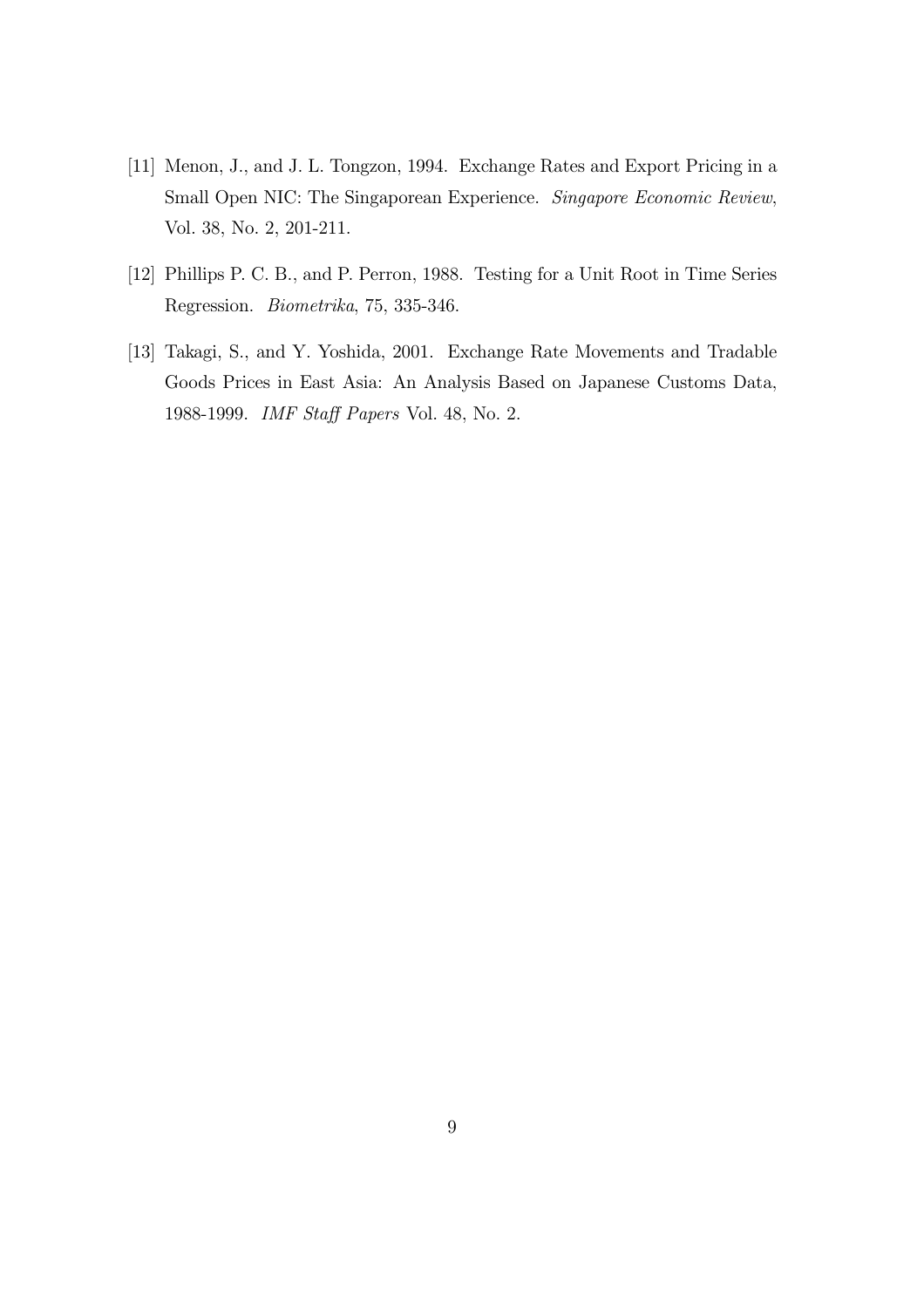[11] Menon, J., and J. L. Tongzon, 1994. Exchange Rates and Export Pricing in a Small Open NIC: The Singaporean Experience. *Singapore Economic Review*, Vol. 38, No. 2, 201-211.

[12] Phillips P. C. B., and P. Perron, 1988. Testing for a Unit Root in Time Series Regression. *Biometrika*, 75, 335-346.

[13] Takagi, S., and Y. Yoshida, 2001. Exchange Rate Movements and Tradable Goods Prices in East Asia: An Analysis Based on Japanese Customs Data, 1988-1999. *IMF Staff Papers* Vol. 48, No. 2.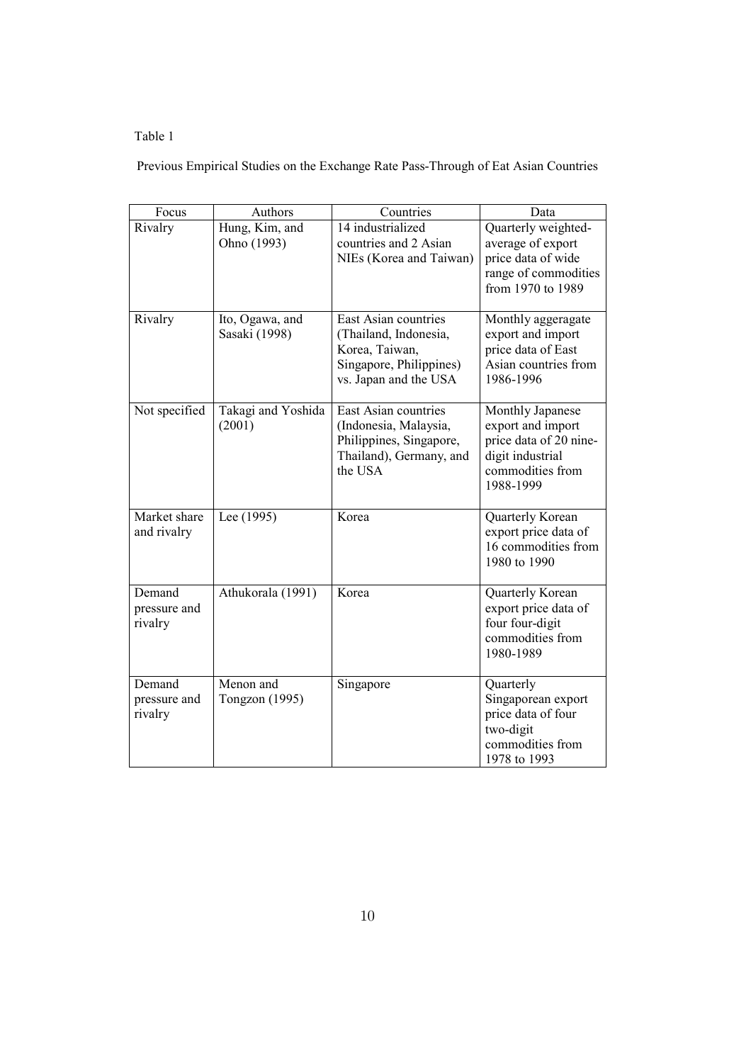Table 1

Previous Empirical Studies on the Exchange Rate Pass-Through of Eat Asian Countries

| Focus | Authors | Countries | Data |
|---|---|---|---|
| Rivalry | Hung, Kim, and Ohno (1993) | 14 industrialized countries and 2 Asian NIEs (Korea and Taiwan) | Quarterly weighted-average of export price data of wide range of commodities from 1970 to 1989 |
| Rivalry | Ito, Ogawa, and Sasaki (1998) | East Asian countries (Thailand, Indonesia, Korea, Taiwan, Singapore, Philippines) vs. Japan and the USA | Monthly aggeragate export and import price data of East Asian countries from 1986-1996 |
| Not specified | Takagi and Yoshida (2001) | East Asian countries (Indonesia, Malaysia, Philippines, Singapore, Thailand), Germany, and the USA | Monthly Japanese export and import price data of 20 nine-digit industrial commodities from 1988-1999 |
| Market share and rivalry | Lee (1995) | Korea | Quarterly Korean export price data of 16 commodities from 1980 to 1990 |
| Demand pressure and rivalry | Athukorala (1991) | Korea | Quarterly Korean export price data of four four-digit commodities from 1980-1989 |
| Demand pressure and rivalry | Menon and Tongzon (1995) | Singapore | Quarterly Singaporean export price data of four two-digit commodities from 1978 to 1993 |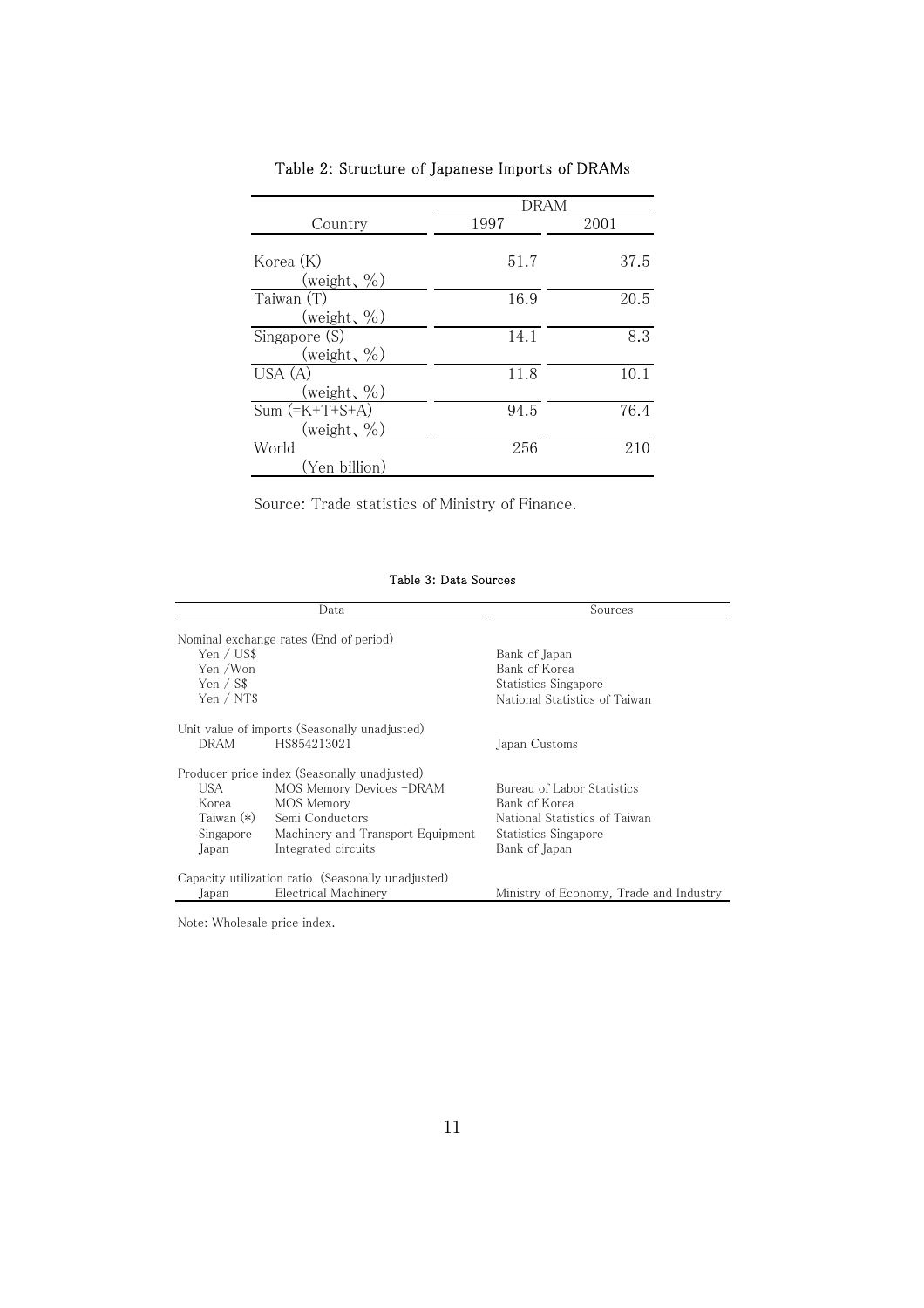Table 2: Structure of Japanese Imports of DRAMs

| Country | DRAM | |
|---|---|---|
| | 1997 | 2001 |
| Korea (K) (weight、%) | 51.7 | 37.5 |
| Taiwan (T) (weight、%) | 16.9 | 20.5 |
| Singapore (S) (weight、%) | 14.1 | 8.3 |
| USA (A) (weight、%) | 11.8 | 10.1 |
| Sum (=K+T+S+A) (weight、%) | 94.5 | 76.4 |
| World (Yen billion) | 256 | 210 |

Source: Trade statistics of Ministry of Finance.

Table 3: Data Sources

| Data | | Sources |
|---|---|---|
| Nominal exchange rates (End of period) | | |
| Yen / US$ | | Bank of Japan |
| Yen /Won | | Bank of Korea |
| Yen / S$ | | Statistics Singapore |
| Yen / NT$ | | National Statistics of Taiwan |
| Unit value of imports (Seasonally unadjusted) | | |
| DRAM | HS854213021 | Japan Customs |
| Producer price index (Seasonally unadjusted) | | |
| USA | MOS Memory Devices -DRAM | Bureau of Labor Statistics |
| Korea | MOS Memory | Bank of Korea |
| Taiwan (*) | Semi Conductors | National Statistics of Taiwan |
| Singapore | Machinery and Transport Equipment | Statistics Singapore |
| Japan | Integrated circuits | Bank of Japan |
| Capacity utilization ratio (Seasonally unadjusted) | | |
| Japan | Electrical Machinery | Ministry of Economy, Trade and Industry |

Note: Wholesale price index.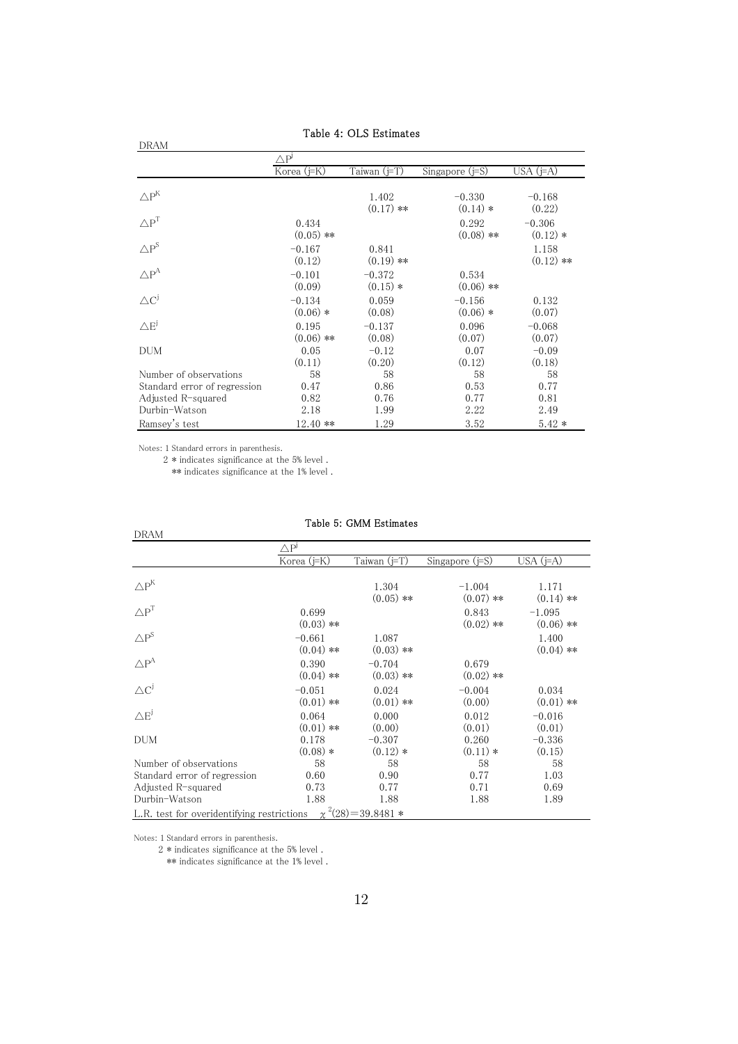Table 4: OLS Estimates

| DRAM | $\triangle P^j$ | | | |
|---|---|---|---|---|
| | Korea (j=K) | Taiwan (j=T) | Singapore (j=S) | USA (j=A) |
| $\triangle P^K$ | | 1.402<br>(0.17) ** | −0.330<br>(0.14) * | −0.168<br>(0.22) |
| $\triangle P^T$ | 0.434<br>(0.05) ** | | 0.292<br>(0.08) ** | −0.306<br>(0.12) * |
| $\triangle P^S$ | −0.167<br>(0.12) | 0.841<br>(0.19) ** | | 1.158<br>(0.12) ** |
| $\triangle P^A$ | −0.101<br>(0.09) | −0.372<br>(0.15) * | 0.534<br>(0.06) ** | |
| $\triangle C^j$ | −0.134<br>(0.06) * | 0.059<br>(0.08) | −0.156<br>(0.06) * | 0.132<br>(0.07) |
| $\triangle E^j$ | 0.195<br>(0.06) ** | −0.137<br>(0.08) | 0.096<br>(0.07) | −0.068<br>(0.07) |
| DUM | 0.05<br>(0.11) | −0.12<br>(0.20) | 0.07<br>(0.12) | −0.09<br>(0.18) |
| Number of observations | 58 | 58 | 58 | 58 |
| Standard error of regression | 0.47 | 0.86 | 0.53 | 0.77 |
| Adjusted R-squared | 0.82 | 0.76 | 0.77 | 0.81 |
| Durbin-Watson | 2.18 | 1.99 | 2.22 | 2.49 |
| Ramsey's test | 12.40 ** | 1.29 | 3.52 | 5.42 * |

Notes: 1 Standard errors in parenthesis.
2 * indicates significance at the 5% level .
** indicates significance at the 1% level .

Table 5: GMM Estimates

| DRAM | $\triangle P^j$ | | | |
|---|---|---|---|---|
| | Korea (j=K) | Taiwan (j=T) | Singapore (j=S) | USA (j=A) |
| $\triangle P^K$ | | 1.304<br>(0.05) ** | −1.004<br>(0.07) ** | 1.171<br>(0.14) ** |
| $\triangle P^T$ | 0.699<br>(0.03) ** | | 0.843<br>(0.02) ** | −1.095<br>(0.06) ** |
| $\triangle P^S$ | −0.661<br>(0.04) ** | 1.087<br>(0.03) ** | | 1.400<br>(0.04) ** |
| $\triangle P^A$ | 0.390<br>(0.04) ** | −0.704<br>(0.03) ** | 0.679<br>(0.02) ** | |
| $\triangle C^j$ | −0.051<br>(0.01) ** | 0.024<br>(0.01) ** | −0.004<br>(0.00) | 0.034<br>(0.01) ** |
| $\triangle E^j$ | 0.064<br>(0.01) ** | 0.000<br>(0.00) | 0.012<br>(0.01) | −0.016<br>(0.01) |
| DUM | 0.178<br>(0.08) * | −0.307<br>(0.12) * | 0.260<br>(0.11) * | −0.336<br>(0.15) |
| Number of observations | 58 | 58 | 58 | 58 |
| Standard error of regression | 0.60 | 0.90 | 0.77 | 1.03 |
| Adjusted R-squared | 0.73 | 0.77 | 0.71 | 0.69 |
| Durbin-Watson | 1.88 | 1.88 | 1.88 | 1.89 |
| L.R. test for overidentifying restrictions | $\chi^2(28)=39.8481$ * | | | |

Notes: 1 Standard errors in parenthesis.
2 * indicates significance at the 5% level .
** indicates significance at the 1% level .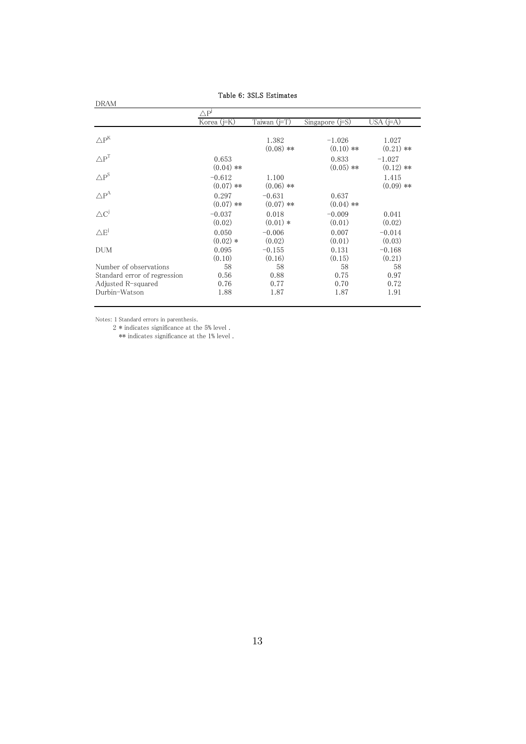Table 6: 3SLS Estimates

DRAM

| | $\triangle P^j$ | | | |
|---|---|---|---|---|
| | Korea (j=K) | Taiwan (j=T) | Singapore (j=S) | USA (j=A) |
| $\triangle P^K$ | | 1.382 | −1.026 | 1.027 |
| | | (0.08) ** | (0.10) ** | (0.21) ** |
| $\triangle P^T$ | 0.653 | | 0.833 | −1.027 |
| | (0.04) ** | | (0.05) ** | (0.12) ** |
| $\triangle P^S$ | −0.612 | 1.100 | | 1.415 |
| | (0.07) ** | (0.06) ** | | (0.09) ** |
| $\triangle P^A$ | 0.297 | −0.631 | 0.637 | |
| | (0.07) ** | (0.07) ** | (0.04) ** | |
| $\triangle C^j$ | −0.037 | 0.018 | −0.009 | 0.041 |
| | (0.02) | (0.01) * | (0.01) | (0.02) |
| $\triangle E^j$ | 0.050 | −0.006 | 0.007 | −0.014 |
| | (0.02) * | (0.02) | (0.01) | (0.03) |
| DUM | 0.095 | −0.155 | 0.131 | −0.168 |
| | (0.10) | (0.16) | (0.15) | (0.21) |
| Number of observations | 58 | 58 | 58 | 58 |
| Standard error of regression | 0.56 | 0.88 | 0.75 | 0.97 |
| Adjusted R-squared | 0.76 | 0.77 | 0.70 | 0.72 |
| Durbin-Watson | 1.88 | 1.87 | 1.87 | 1.91 |

Notes: 1 Standard errors in parenthesis.

2 * indicates significance at the 5% level .

** indicates significance at the 1% level .